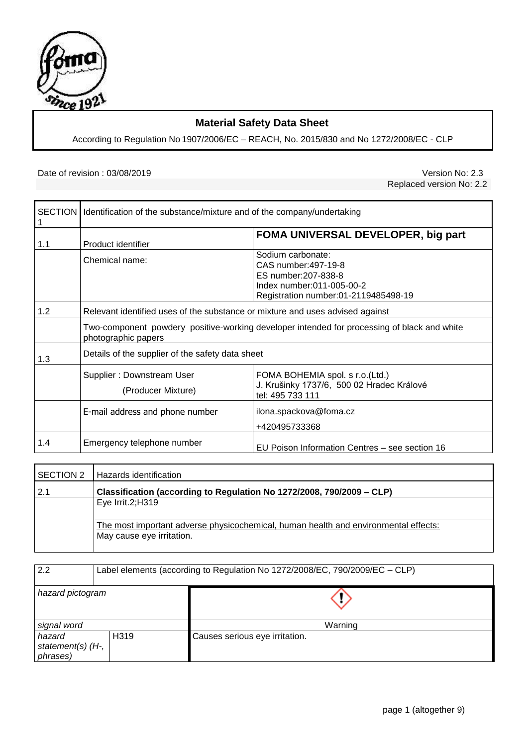# Material Safety Data Sheet

According to Regulation No 1907/2006/EC – REACH, No. 2015/830 and No 1272/2008/EC - CLP

Date of revision : 03/08/2019

Version No: 2.3
Replaced version No: 2.2

| SECTION 1 | Identification of the substance/mixture and of the company/undertaking | |
|---|---|---|
| 1.1 | Product identifier | **FOMA UNIVERSAL DEVELOPER, big part** |
| | Chemical name: | Sodium carbonate:<br>CAS number:497-19-8<br>ES number:207-838-8<br>Index number:011-005-00-2<br>Registration number:01-2119485498-19 |
| 1.2 | Relevant identified uses of the substance or mixture and uses advised against | |
| | Two-component powdery positive-working developer intended for processing of black and white photographic papers | |
| 1.3 | Details of the supplier of the safety data sheet | |
| | Supplier : Downstream User<br>(Producer Mixture) | FOMA BOHEMIA spol. s r.o.(Ltd.)<br>J. Krušinky 1737/6, 500 02 Hradec Králové<br>tel: 495 733 111 |
| | E-mail address and phone number | ilona.spackova@foma.cz<br>+420495733368 |
| 1.4 | Emergency telephone number | EU Poison Information Centres – see section 16 |

| SECTION 2 | Hazards identification |
|---|---|
| 2.1 | **Classification (according to Regulation No 1272/2008, 790/2009 – CLP)** |
| | Eye Irrit.2;H319 |
| | The most important adverse physicochemical, human health and environmental effects:<br>May cause eye irritation. |

| 2.2 | Label elements (according to Regulation No 1272/2008/EC, 790/2009/EC – CLP) | |
|---|---|---|
| *hazard pictogram* | | ⟨!⟩ |
| *signal word* | | Warning |
| *hazard statement(s) (H-, phrases)* | H319 | Causes serious eye irritation. |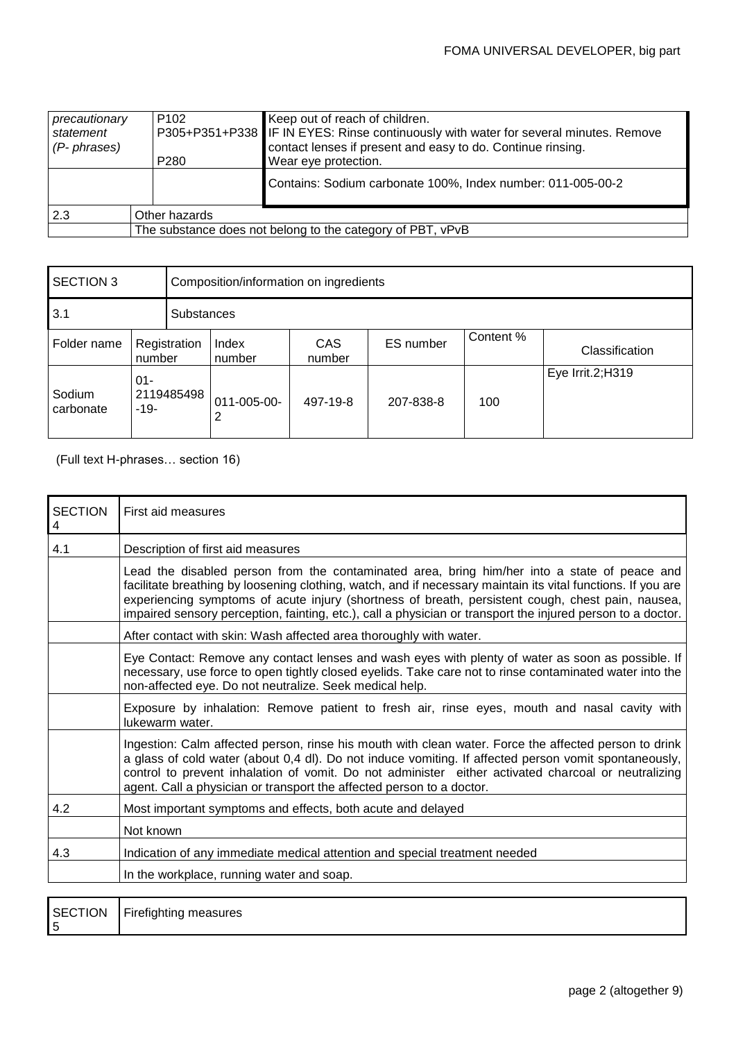| *precautionary statement (P- phrases)* | P102 | Keep out of reach of children. |
|---|---|---|
| | P305+P351+P338 | IF IN EYES: Rinse continuously with water for several minutes. Remove contact lenses if present and easy to do. Continue rinsing. |
| | P280 | Wear eye protection. |
| | | Contains: Sodium carbonate 100%, Index number: 011-005-00-2 |

| 2.3 | Other hazards |
|---|---|
| | The substance does not belong to the category of PBT, vPvB |

| SECTION 3 | Composition/information on ingredients |
|---|---|
| 3.1 | Substances |

| Folder name | Registration number | Index number | CAS number | ES number | Content % | Classification |
|---|---|---|---|---|---|---|
| Sodium carbonate | 01-2119485498-19- | 011-005-00-2 | 497-19-8 | 207-838-8 | 100 | Eye Irrit.2;H319 |

(Full text H-phrases… section 16)

| SECTION 4 | First aid measures |
|---|---|
| 4.1 | Description of first aid measures |
| | Lead the disabled person from the contaminated area, bring him/her into a state of peace and facilitate breathing by loosening clothing, watch, and if necessary maintain its vital functions. If you are experiencing symptoms of acute injury (shortness of breath, persistent cough, chest pain, nausea, impaired sensory perception, fainting, etc.), call a physician or transport the injured person to a doctor. |
| | After contact with skin: Wash affected area thoroughly with water. |
| | Eye Contact: Remove any contact lenses and wash eyes with plenty of water as soon as possible. If necessary, use force to open tightly closed eyelids. Take care not to rinse contaminated water into the non-affected eye. Do not neutralize. Seek medical help. |
| | Exposure by inhalation: Remove patient to fresh air, rinse eyes, mouth and nasal cavity with lukewarm water. |
| | Ingestion: Calm affected person, rinse his mouth with clean water. Force the affected person to drink a glass of cold water (about 0,4 dl). Do not induce vomiting. If affected person vomit spontaneously, control to prevent inhalation of vomit. Do not administer either activated charcoal or neutralizing agent. Call a physician or transport the affected person to a doctor. |
| 4.2 | Most important symptoms and effects, both acute and delayed |
| | Not known |
| 4.3 | Indication of any immediate medical attention and special treatment needed |
| | In the workplace, running water and soap. |

| SECTION 5 | Firefighting measures |
|---|---|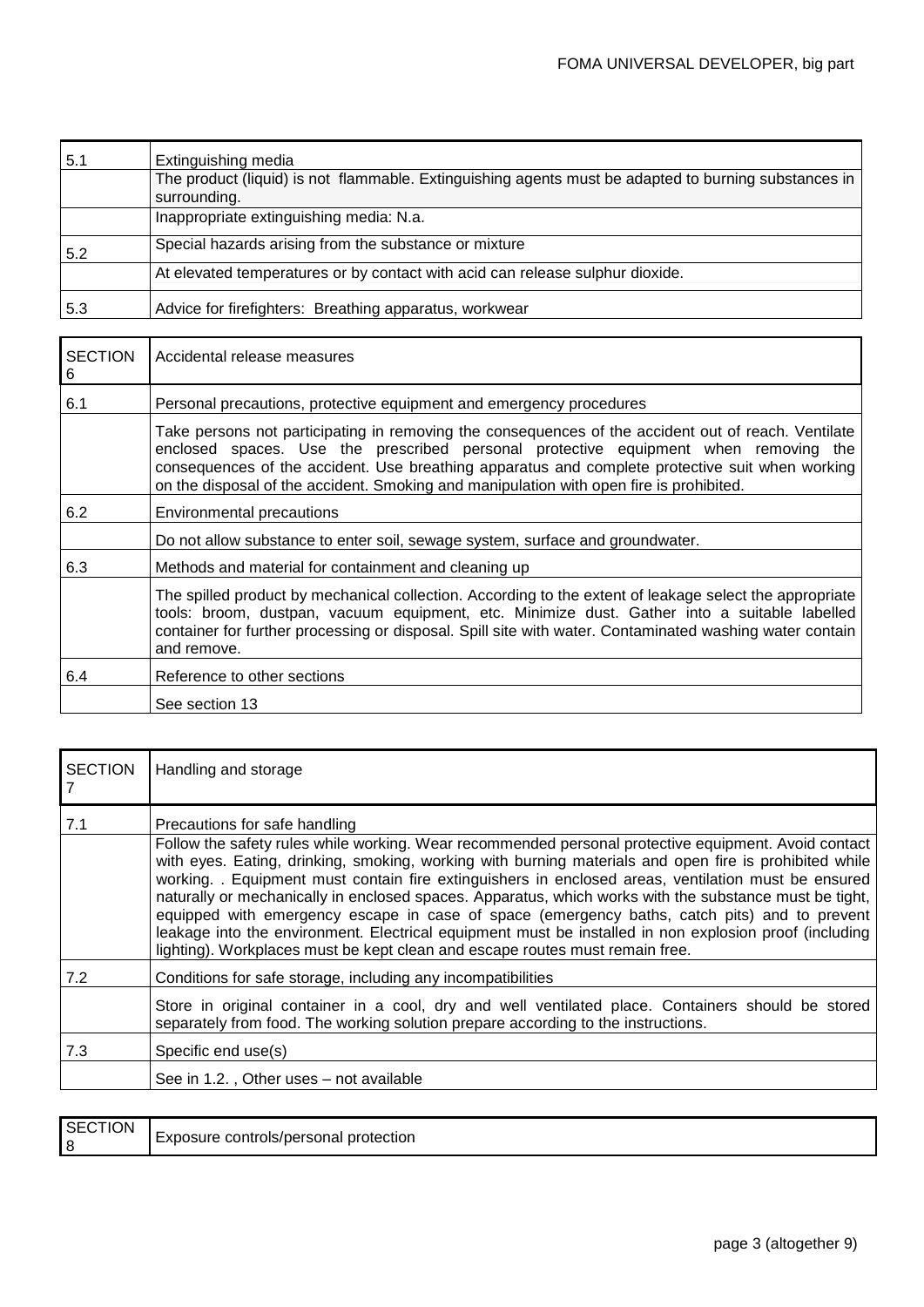| 5.1 | Extinguishing media |
|---|---|
| | The product (liquid) is not flammable. Extinguishing agents must be adapted to burning substances in surrounding. |
| | Inappropriate extinguishing media: N.a. |
| 5.2 | Special hazards arising from the substance or mixture |
| | At elevated temperatures or by contact with acid can release sulphur dioxide. |
| 5.3 | Advice for firefighters: Breathing apparatus, workwear |

| SECTION 6 | Accidental release measures |
|---|---|
| 6.1 | Personal precautions, protective equipment and emergency procedures |
| | Take persons not participating in removing the consequences of the accident out of reach. Ventilate enclosed spaces. Use the prescribed personal protective equipment when removing the consequences of the accident. Use breathing apparatus and complete protective suit when working on the disposal of the accident. Smoking and manipulation with open fire is prohibited. |
| 6.2 | Environmental precautions |
| | Do not allow substance to enter soil, sewage system, surface and groundwater. |
| 6.3 | Methods and material for containment and cleaning up |
| | The spilled product by mechanical collection. According to the extent of leakage select the appropriate tools: broom, dustpan, vacuum equipment, etc. Minimize dust. Gather into a suitable labelled container for further processing or disposal. Spill site with water. Contaminated washing water contain and remove. |
| 6.4 | Reference to other sections |
| | See section 13 |

| SECTION 7 | Handling and storage |
|---|---|
| 7.1 | Precautions for safe handling |
| | Follow the safety rules while working. Wear recommended personal protective equipment. Avoid contact with eyes. Eating, drinking, smoking, working with burning materials and open fire is prohibited while working. . Equipment must contain fire extinguishers in enclosed areas, ventilation must be ensured naturally or mechanically in enclosed spaces. Apparatus, which works with the substance must be tight, equipped with emergency escape in case of space (emergency baths, catch pits) and to prevent leakage into the environment. Electrical equipment must be installed in non explosion proof (including lighting). Workplaces must be kept clean and escape routes must remain free. |
| 7.2 | Conditions for safe storage, including any incompatibilities |
| | Store in original container in a cool, dry and well ventilated place. Containers should be stored separately from food. The working solution prepare according to the instructions. |
| 7.3 | Specific end use(s) |
| | See in 1.2. , Other uses – not available |

| SECTION 8 | Exposure controls/personal protection |
|---|---|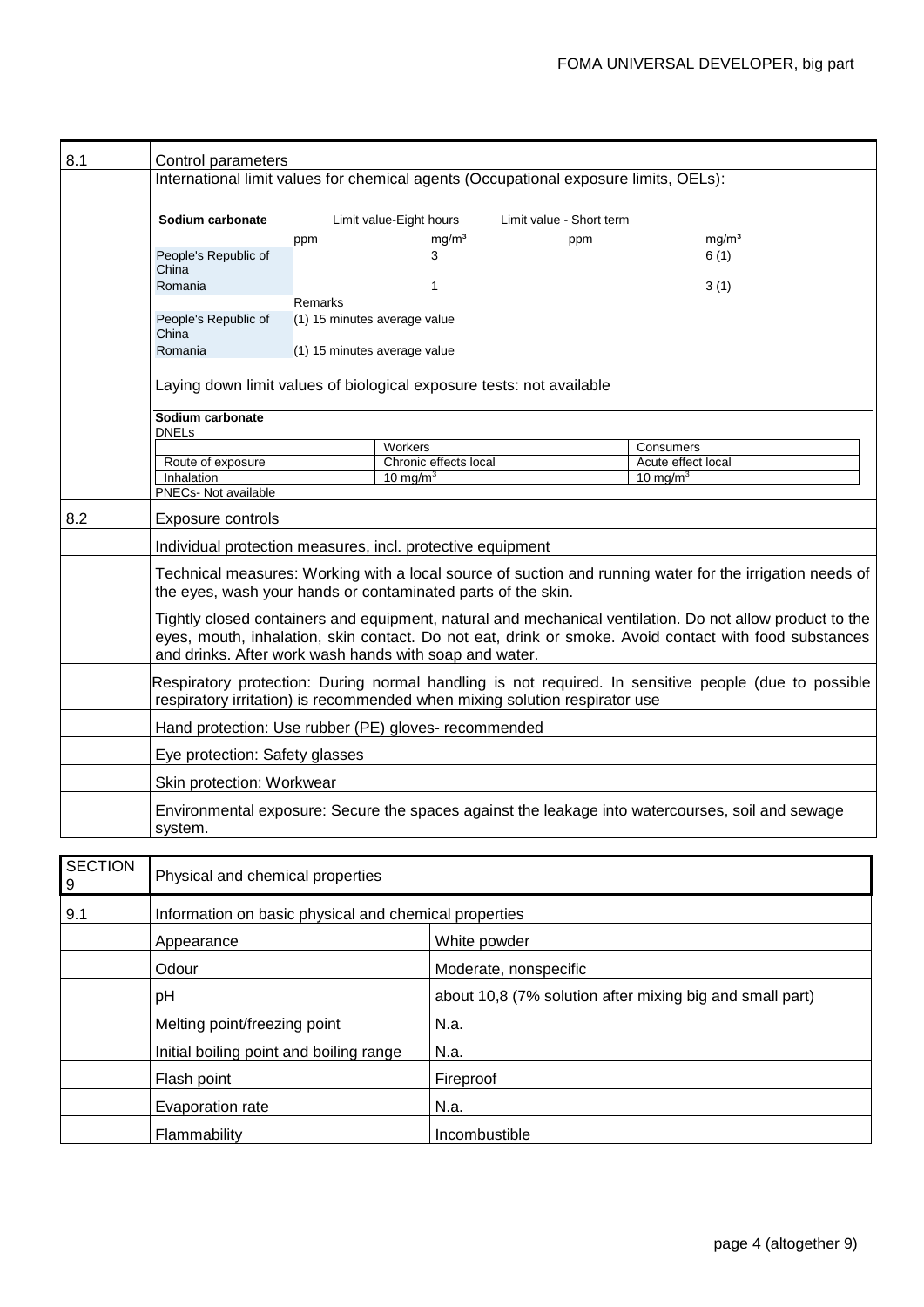| 8.1 | Control parameters |
|---|---|
| | International limit values for chemical agents (Occupational exposure limits, OELs): |

| Sodium carbonate | Limit value-Eight hours | | Limit value - Short term | |
|---|---|---|---|---|
| | ppm | mg/m³ | ppm | mg/m³ |
| People's Republic of China | | 3 | | 6 (1) |
| Romania | | 1 | | 3 (1) |

| | Remarks |
|---|---|
| People's Republic of China | (1) 15 minutes average value |
| Romania | (1) 15 minutes average value |

Laying down limit values of biological exposure tests: not available

**Sodium carbonate**

DNELs

| | Workers | Consumers |
|---|---|---|
| Route of exposure | Chronic effects local | Acute effect local |
| Inhalation | 10 mg/m$^3$ | 10 mg/m$^3$ |

PNECs- Not available

| 8.2 | Exposure controls |
|---|---|
| | Individual protection measures, incl. protective equipment |
| | Technical measures: Working with a local source of suction and running water for the irrigation needs of the eyes, wash your hands or contaminated parts of the skin. Tightly closed containers and equipment, natural and mechanical ventilation. Do not allow product to the eyes, mouth, inhalation, skin contact. Do not eat, drink or smoke. Avoid contact with food substances and drinks. After work wash hands with soap and water. |
| | Respiratory protection: During normal handling is not required. In sensitive people (due to possible respiratory irritation) is recommended when mixing solution respirator use |
| | Hand protection: Use rubber (PE) gloves- recommended |
| | Eye protection: Safety glasses |
| | Skin protection: Workwear |
| | Environmental exposure: Secure the spaces against the leakage into watercourses, soil and sewage system. |

| SECTION 9 | Physical and chemical properties | |
|---|---|---|
| 9.1 | Information on basic physical and chemical properties | |
| | Appearance | White powder |
| | Odour | Moderate, nonspecific |
| | pH | about 10,8 (7% solution after mixing big and small part) |
| | Melting point/freezing point | N.a. |
| | Initial boiling point and boiling range | N.a. |
| | Flash point | Fireproof |
| | Evaporation rate | N.a. |
| | Flammability | Incombustible |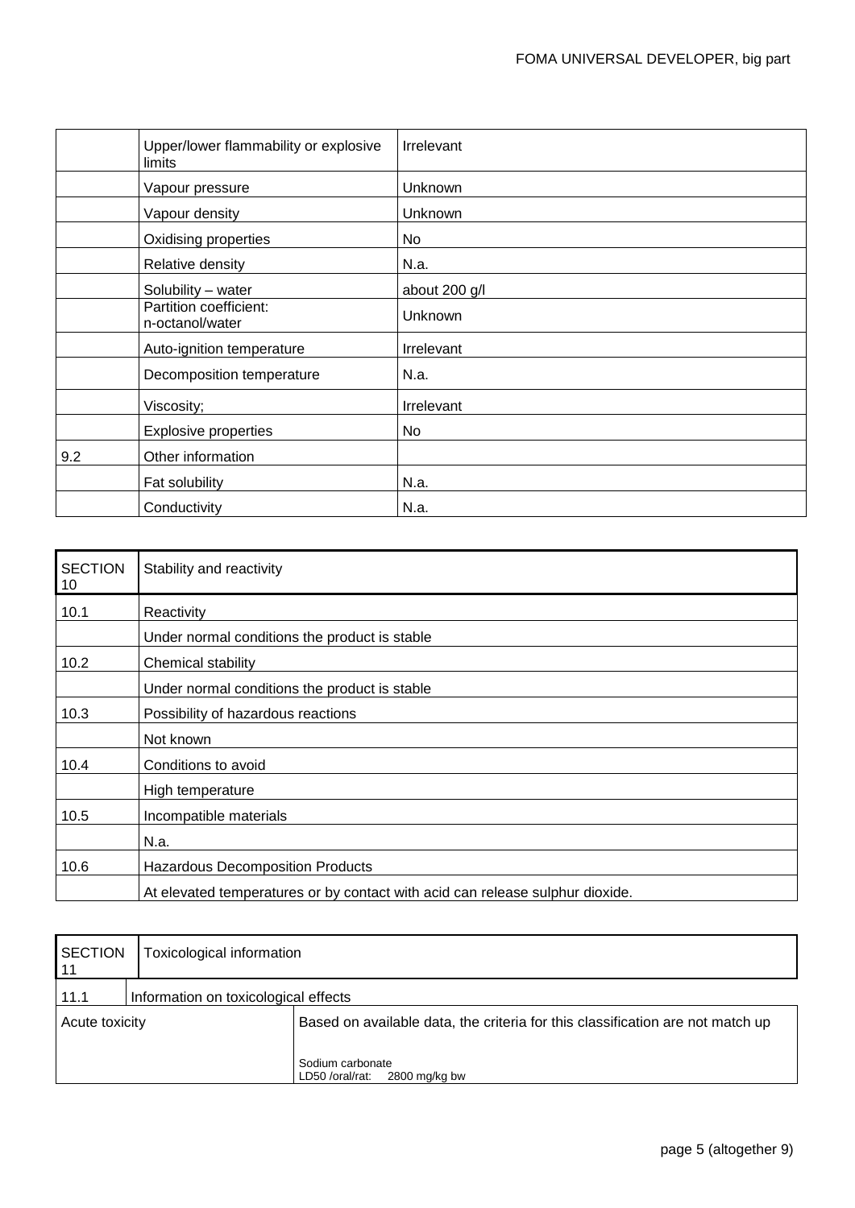| | | |
|---|---|---|
| | Upper/lower flammability or explosive limits | Irrelevant |
| | Vapour pressure | Unknown |
| | Vapour density | Unknown |
| | Oxidising properties | No |
| | Relative density | N.a. |
| | Solubility – water | about 200 g/l |
| | Partition coefficient: n-octanol/water | Unknown |
| | Auto-ignition temperature | Irrelevant |
| | Decomposition temperature | N.a. |
| | Viscosity; | Irrelevant |
| | Explosive properties | No |
| 9.2 | Other information | |
| | Fat solubility | N.a. |
| | Conductivity | N.a. |

| SECTION 10 | Stability and reactivity |
|---|---|
| 10.1 | Reactivity |
| | Under normal conditions the product is stable |
| 10.2 | Chemical stability |
| | Under normal conditions the product is stable |
| 10.3 | Possibility of hazardous reactions |
| | Not known |
| 10.4 | Conditions to avoid |
| | High temperature |
| 10.5 | Incompatible materials |
| | N.a. |
| 10.6 | Hazardous Decomposition Products |
| | At elevated temperatures or by contact with acid can release sulphur dioxide. |

| SECTION 11 | Toxicological information |
|---|---|
| 11.1 | Information on toxicological effects |
| Acute toxicity | Based on available data, the criteria for this classification are not match up<br><br>Sodium carbonate<br>LD50 /oral/rat: 2800 mg/kg bw |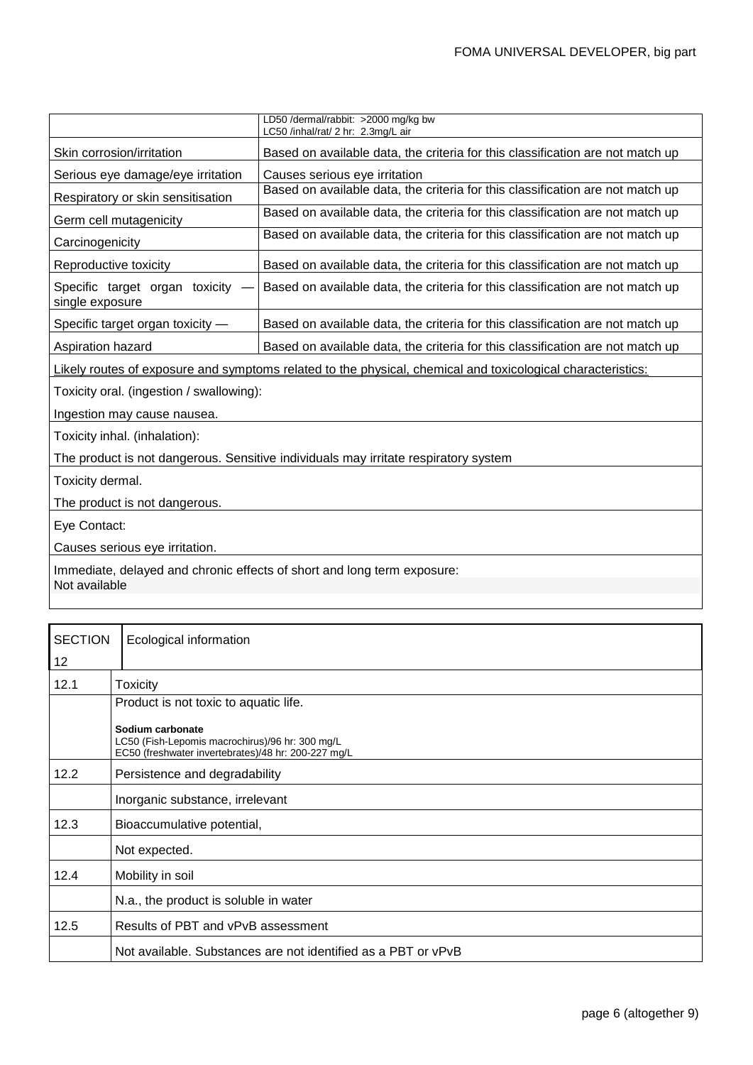| | |
|---|---|
| | LD50 /dermal/rabbit: >2000 mg/kg bw<br>LC50 /inhal/rat/ 2 hr: 2.3mg/L air |
| Skin corrosion/irritation | Based on available data, the criteria for this classification are not match up |
| Serious eye damage/eye irritation | Causes serious eye irritation |
| Respiratory or skin sensitisation | Based on available data, the criteria for this classification are not match up |
| Germ cell mutagenicity | Based on available data, the criteria for this classification are not match up |
| Carcinogenicity | Based on available data, the criteria for this classification are not match up |
| Reproductive toxicity | Based on available data, the criteria for this classification are not match up |
| Specific target organ toxicity — single exposure | Based on available data, the criteria for this classification are not match up |
| Specific target organ toxicity — | Based on available data, the criteria for this classification are not match up |
| Aspiration hazard | Based on available data, the criteria for this classification are not match up |

Likely routes of exposure and symptoms related to the physical, chemical and toxicological characteristics:

Toxicity oral. (ingestion / swallowing):

Ingestion may cause nausea.

Toxicity inhal. (inhalation):

The product is not dangerous. Sensitive individuals may irritate respiratory system

Toxicity dermal.

The product is not dangerous.

Eye Contact:

Causes serious eye irritation.

Immediate, delayed and chronic effects of short and long term exposure:
Not available

| SECTION 12 | Ecological information |
|---|---|
| 12.1 | Toxicity |
| | Product is not toxic to aquatic life.<br><br>**Sodium carbonate**<br>LC50 (Fish-Lepomis macrochirus)/96 hr: 300 mg/L<br>EC50 (freshwater invertebrates)/48 hr: 200-227 mg/L |
| 12.2 | Persistence and degradability |
| | Inorganic substance, irrelevant |
| 12.3 | Bioaccumulative potential, |
| | Not expected. |
| 12.4 | Mobility in soil |
| | N.a., the product is soluble in water |
| 12.5 | Results of PBT and vPvB assessment |
| | Not available. Substances are not identified as a PBT or vPvB |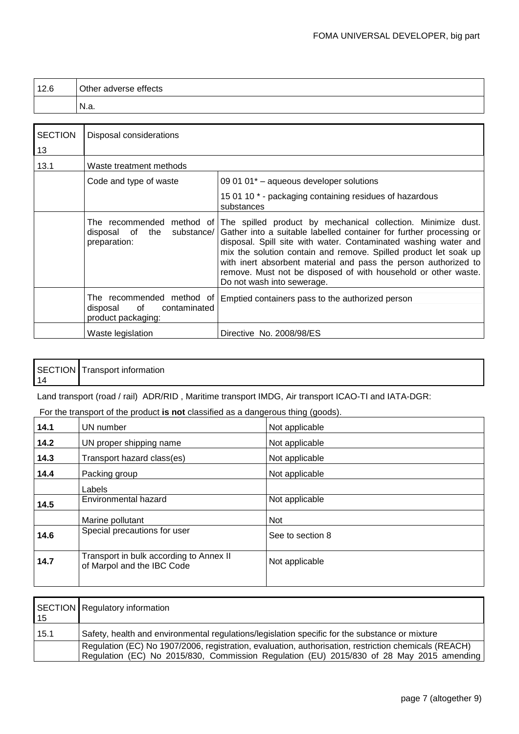| 12.6 | Other adverse effects |
|---|---|
| | N.a. |

| SECTION 13 | Disposal considerations | |
|---|---|---|
| 13.1 | Waste treatment methods | |
| | Code and type of waste | 09 01 01* – aqueous developer solutions<br>15 01 10 * - packaging containing residues of hazardous substances |
| | The recommended method of disposal of the substance/ preparation: | The spilled product by mechanical collection. Minimize dust. Gather into a suitable labelled container for further processing or disposal. Spill site with water. Contaminated washing water and mix the solution contain and remove. Spilled product let soak up with inert absorbent material and pass the person authorized to remove. Must not be disposed of with household or other waste. Do not wash into sewerage. |
| | The recommended method of disposal of contaminated product packaging: | Emptied containers pass to the authorized person |
| | Waste legislation | Directive No. 2008/98/ES |

| SECTION 14 | Transport information |
|---|---|

Land transport (road / rail) ADR/RID , Maritime transport IMDG, Air transport ICAO-TI and IATA-DGR:

For the transport of the product **is not** classified as a dangerous thing (goods).

| | | |
|---|---|---|
| **14.1** | UN number | Not applicable |
| **14.2** | UN proper shipping name | Not applicable |
| **14.3** | Transport hazard class(es) | Not applicable |
| **14.4** | Packing group | Not applicable |
| | Labels | |
| **14.5** | Environmental hazard | Not applicable |
| | Marine pollutant | Not |
| **14.6** | Special precautions for user | See to section 8 |
| **14.7** | Transport in bulk according to Annex II of Marpol and the IBC Code | Not applicable |

| SECTION 15 | Regulatory information |
|---|---|
| 15.1 | Safety, health and environmental regulations/legislation specific for the substance or mixture |
| | Regulation (EC) No 1907/2006, registration, evaluation, authorisation, restriction chemicals (REACH) Regulation (EC) No 2015/830, Commission Regulation (EU) 2015/830 of 28 May 2015 amending |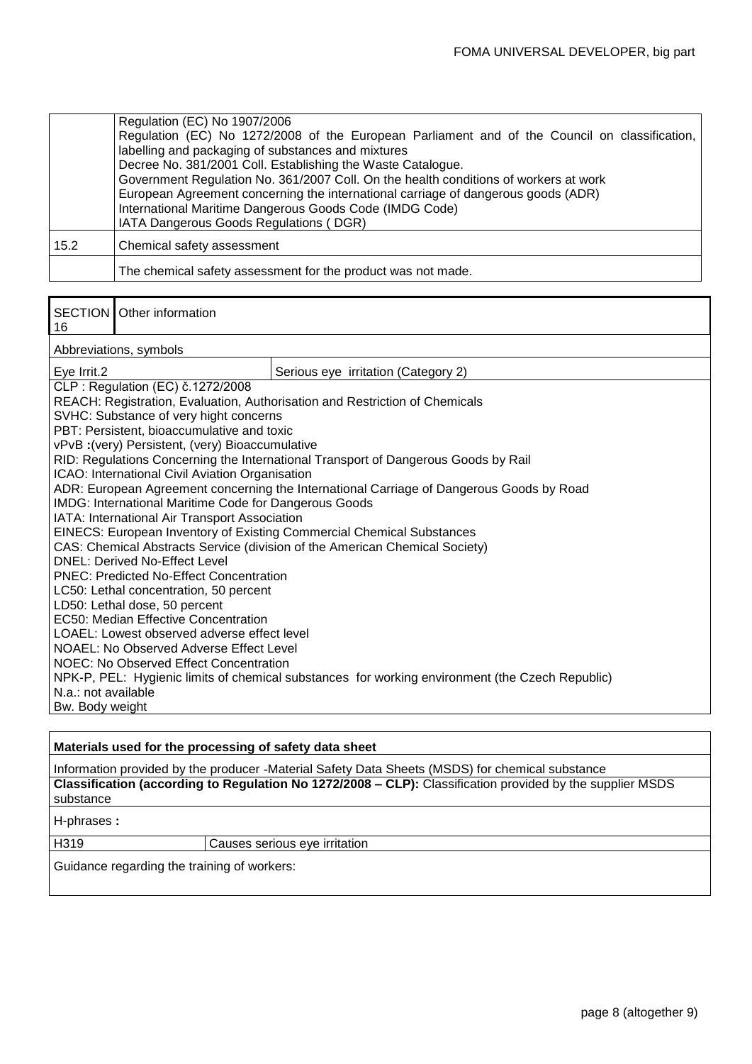| | |
|---|---|
| | Regulation (EC) No 1907/2006<br>Regulation (EC) No 1272/2008 of the European Parliament and of the Council on classification, labelling and packaging of substances and mixtures<br>Decree No. 381/2001 Coll. Establishing the Waste Catalogue.<br>Government Regulation No. 361/2007 Coll. On the health conditions of workers at work<br>European Agreement concerning the international carriage of dangerous goods (ADR)<br>International Maritime Dangerous Goods Code (IMDG Code)<br>IATA Dangerous Goods Regulations ( DGR) |
| 15.2 | Chemical safety assessment |
| | The chemical safety assessment for the product was not made. |

| SECTION 16 | Other information |
|---|---|

Abbreviations, symbols

| | |
|---|---|
| Eye Irrit.2 | Serious eye irritation (Category 2) |

CLP : Regulation (EC) č.1272/2008
REACH: Registration, Evaluation, Authorisation and Restriction of Chemicals
SVHC: Substance of very hight concerns
PBT: Persistent, bioaccumulative and toxic
vPvB **:**(very) Persistent, (very) Bioaccumulative
RID: Regulations Concerning the International Transport of Dangerous Goods by Rail
ICAO: International Civil Aviation Organisation
ADR: European Agreement concerning the International Carriage of Dangerous Goods by Road
IMDG: International Maritime Code for Dangerous Goods
IATA: International Air Transport Association
EINECS: European Inventory of Existing Commercial Chemical Substances
CAS: Chemical Abstracts Service (division of the American Chemical Society)
DNEL: Derived No-Effect Level
PNEC: Predicted No-Effect Concentration
LC50: Lethal concentration, 50 percent
LD50: Lethal dose, 50 percent
EC50: Median Effective Concentration
LOAEL: Lowest observed adverse effect level
NOAEL: No Observed Adverse Effect Level
NOEC: No Observed Effect Concentration
NPK-P, PEL: Hygienic limits of chemical substances for working environment (the Czech Republic)
N.a.: not available
Bw. Body weight

**Materials used for the processing of safety data sheet**

Information provided by the producer -Material Safety Data Sheets (MSDS) for chemical substance

**Classification (according to Regulation No 1272/2008 – CLP):** Classification provided by the supplier MSDS substance

H-phrases **:**

| | |
|---|---|
| H319 | Causes serious eye irritation |

Guidance regarding the training of workers: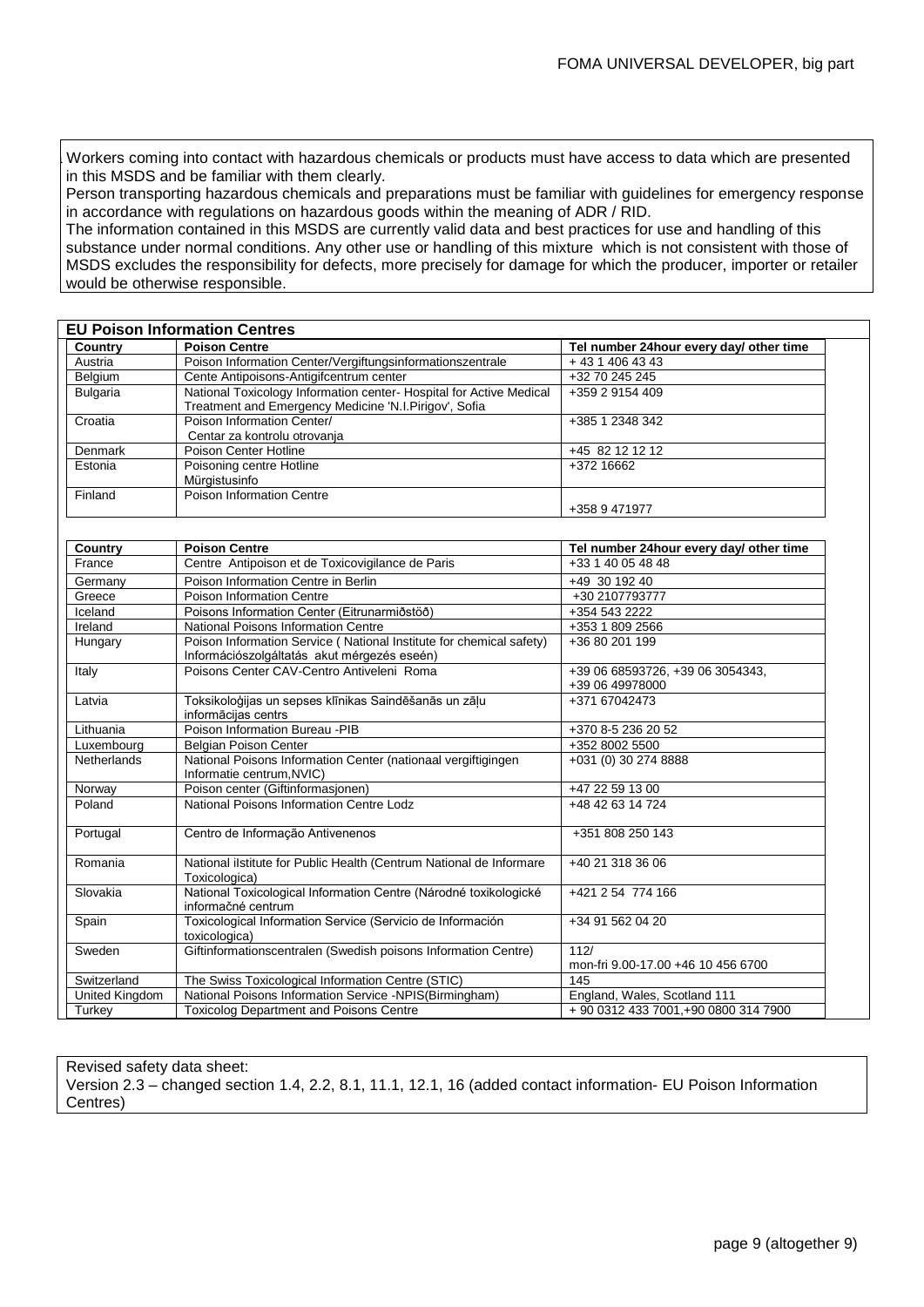Workers coming into contact with hazardous chemicals or products must have access to data which are presented in this MSDS and be familiar with them clearly.
Person transporting hazardous chemicals and preparations must be familiar with guidelines for emergency response in accordance with regulations on hazardous goods within the meaning of ADR / RID.
The information contained in this MSDS are currently valid data and best practices for use and handling of this substance under normal conditions. Any other use or handling of this mixture which is not consistent with those of MSDS excludes the responsibility for defects, more precisely for damage for which the producer, importer or retailer would be otherwise responsible.

**EU Poison Information Centres**

| Country | Poison Centre | Tel number 24hour every day/ other time |
|---|---|---|
| Austria | Poison Information Center/Vergiftungsinformationszentrale | + 43 1 406 43 43 |
| Belgium | Cente Antipoisons-Antigifcentrum center | +32 70 245 245 |
| Bulgaria | National Toxicology Information center- Hospital for Active Medical Treatment and Emergency Medicine 'N.I.Pirigov', Sofia | +359 2 9154 409 |
| Croatia | Poison Information Center/ Centar za kontrolu otrovanja | +385 1 2348 342 |
| Denmark | Poison Center Hotline | +45 82 12 12 12 |
| Estonia | Poisoning centre Hotline Mürgistusinfo | +372 16662 |
| Finland | Poison Information Centre | +358 9 471977 |
| France | Centre Antipoison et de Toxicovigilance de Paris | +33 1 40 05 48 48 |
| Germany | Poison Information Centre in Berlin | +49 30 192 40 |
| Greece | Poison Information Centre | +30 2107793777 |
| Iceland | Poisons Information Center (Eitrunarmiðstöð) | +354 543 2222 |
| Ireland | National Poisons Information Centre | +353 1 809 2566 |
| Hungary | Poison Information Service ( National Institute for chemical safety) Információszolgáltatás akut mérgezés eseén) | +36 80 201 199 |
| Italy | Poisons Center CAV-Centro Antiveleni Roma | +39 06 68593726, +39 06 3054343, +39 06 49978000 |
| Latvia | Toksikoloģijas un sepses klīnikas Saindēšanās un zāļu informācijas centrs | +371 67042473 |
| Lithuania | Poison Information Bureau -PIB | +370 8-5 236 20 52 |
| Luxembourg | Belgian Poison Center | +352 8002 5500 |
| Netherlands | National Poisons Information Center (nationaal vergiftigingen Informatie centrum,NVIC) | +031 (0) 30 274 8888 |
| Norway | Poison center (Giftinformasjonen) | +47 22 59 13 00 |
| Poland | National Poisons Information Centre Lodz | +48 42 63 14 724 |
| Portugal | Centro de Informação Antivenenos | +351 808 250 143 |
| Romania | National iIstitute for Public Health (Centrum National de Informare Toxicologica) | +40 21 318 36 06 |
| Slovakia | National Toxicological Information Centre (Národné toxikologické informačné centrum | +421 2 54 774 166 |
| Spain | Toxicological Information Service (Servicio de Información toxicologica) | +34 91 562 04 20 |
| Sweden | Giftinformationscentralen (Swedish poisons Information Centre) | 112/ mon-fri 9.00-17.00 +46 10 456 6700 |
| Switzerland | The Swiss Toxicological Information Centre (STIC) | 145 |
| United Kingdom | National Poisons Information Service -NPIS(Birmingham) | England, Wales, Scotland 111 |
| Turkey | Toxicolog Department and Poisons Centre | + 90 0312 433 7001,+90 0800 314 7900 |

Revised safety data sheet:
Version 2.3 – changed section 1.4, 2.2, 8.1, 11.1, 12.1, 16 (added contact information- EU Poison Information Centres)